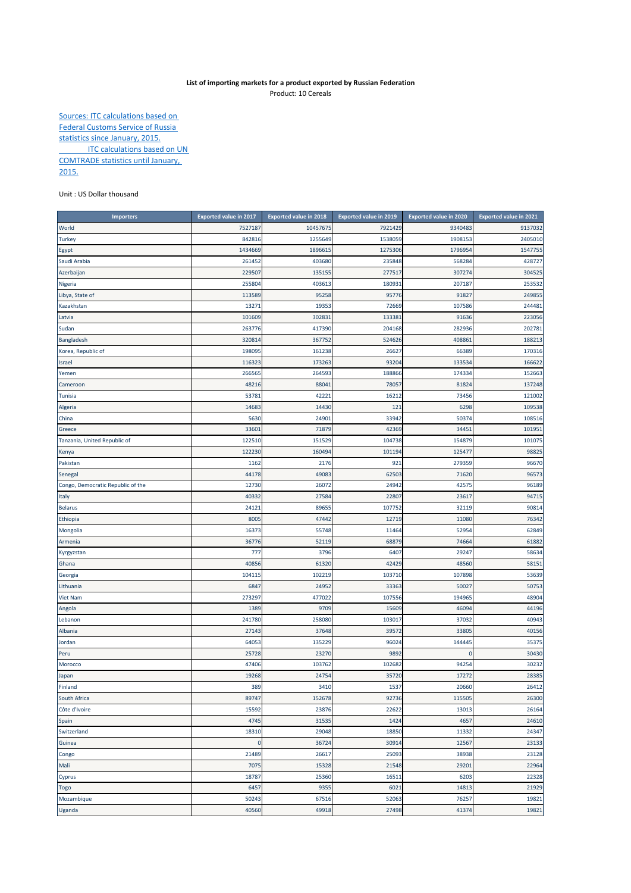**List of importing markets for a product exported by Russian Federation**

Product: 10 Cereals

Sources: ITC calculations based on Federal Customs Service of Russia statistics since January, 2015.
ITC calculations based on UN COMTRADE statistics until January, 2015.

Unit : US Dollar thousand

| Importers | Exported value in 2017 | Exported value in 2018 | Exported value in 2019 | Exported value in 2020 | Exported value in 2021 |
|---|---|---|---|---|---|
| World | 7527187 | 10457675 | 7921429 | 9340483 | 9137032 |
| Turkey | 842816 | 1255649 | 1538059 | 1908153 | 2405010 |
| Egypt | 1434669 | 1896615 | 1275306 | 1796954 | 1547755 |
| Saudi Arabia | 261452 | 403680 | 235848 | 568284 | 428727 |
| Azerbaijan | 229507 | 135155 | 277517 | 307274 | 304525 |
| Nigeria | 255804 | 403613 | 180931 | 207187 | 253532 |
| Libya, State of | 113589 | 95258 | 95776 | 91827 | 249855 |
| Kazakhstan | 13271 | 19353 | 72669 | 107586 | 244481 |
| Latvia | 101609 | 302831 | 133381 | 91636 | 223056 |
| Sudan | 263776 | 417390 | 204168 | 282936 | 202781 |
| Bangladesh | 320814 | 367752 | 524626 | 408861 | 188213 |
| Korea, Republic of | 198095 | 161238 | 26627 | 66389 | 170316 |
| Israel | 116323 | 173263 | 93204 | 133534 | 166622 |
| Yemen | 266565 | 264593 | 188866 | 174334 | 152663 |
| Cameroon | 48216 | 88041 | 78057 | 81824 | 137248 |
| Tunisia | 53781 | 42221 | 16212 | 73456 | 121002 |
| Algeria | 14683 | 14430 | 121 | 6298 | 109538 |
| China | 5630 | 24901 | 33942 | 50374 | 108516 |
| Greece | 33601 | 71879 | 42369 | 34451 | 101951 |
| Tanzania, United Republic of | 122510 | 151529 | 104738 | 154879 | 101075 |
| Kenya | 122230 | 160494 | 101194 | 125477 | 98825 |
| Pakistan | 1162 | 2176 | 921 | 279359 | 96670 |
| Senegal | 44178 | 49083 | 62503 | 71620 | 96573 |
| Congo, Democratic Republic of the | 12730 | 26072 | 24942 | 42575 | 96189 |
| Italy | 40332 | 27584 | 22807 | 23617 | 94715 |
| Belarus | 24121 | 89655 | 107752 | 32119 | 90814 |
| Ethiopia | 8005 | 47442 | 12719 | 11080 | 76342 |
| Mongolia | 16373 | 55748 | 11464 | 52954 | 62849 |
| Armenia | 36776 | 52119 | 68879 | 74664 | 61882 |
| Kyrgyzstan | 777 | 3796 | 6407 | 29247 | 58634 |
| Ghana | 40856 | 61320 | 42429 | 48560 | 58151 |
| Georgia | 104115 | 102219 | 103710 | 107898 | 53639 |
| Lithuania | 6847 | 24952 | 33363 | 50027 | 50753 |
| Viet Nam | 273297 | 477022 | 107556 | 194965 | 48904 |
| Angola | 1389 | 9709 | 15609 | 46094 | 44196 |
| Lebanon | 241780 | 258080 | 103017 | 37032 | 40943 |
| Albania | 27143 | 37648 | 39572 | 33805 | 40156 |
| Jordan | 64053 | 135229 | 96024 | 144445 | 35375 |
| Peru | 25728 | 23270 | 9892 | 0 | 30430 |
| Morocco | 47406 | 103762 | 102682 | 94254 | 30232 |
| Japan | 19268 | 24754 | 35720 | 17272 | 28385 |
| Finland | 389 | 3410 | 1537 | 20660 | 26412 |
| South Africa | 89747 | 152678 | 92736 | 115505 | 26300 |
| Côte d'Ivoire | 15592 | 23876 | 22622 | 13013 | 26164 |
| Spain | 4745 | 31535 | 1424 | 4657 | 24610 |
| Switzerland | 18310 | 29048 | 18850 | 11332 | 24347 |
| Guinea | 0 | 36724 | 30914 | 12567 | 23133 |
| Congo | 21489 | 26617 | 25093 | 38938 | 23128 |
| Mali | 7075 | 15328 | 21548 | 29201 | 22964 |
| Cyprus | 18787 | 25360 | 16511 | 6203 | 22328 |
| Togo | 6457 | 9355 | 6021 | 14813 | 21929 |
| Mozambique | 50243 | 67516 | 52063 | 76257 | 19821 |
| Uganda | 40560 | 49918 | 27498 | 41374 | 19821 |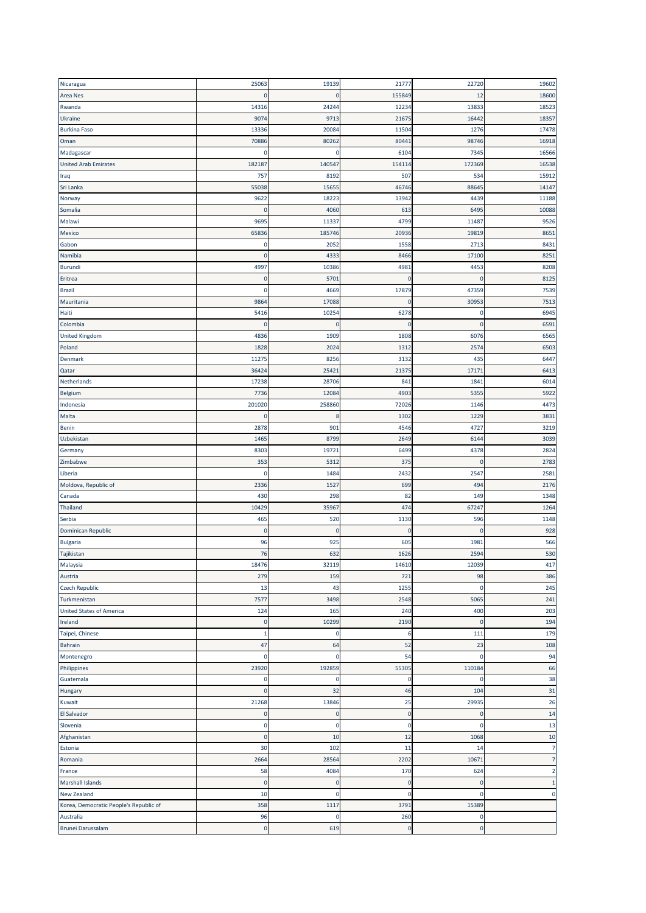| | | | | | |
|---|---|---|---|---|---|
| Nicaragua | 25063 | 19139 | 21777 | 22720 | 19602 |
| Area Nes | 0 | 0 | 155849 | 12 | 18600 |
| Rwanda | 14316 | 24244 | 12234 | 13833 | 18523 |
| Ukraine | 9074 | 9713 | 21675 | 16442 | 18357 |
| Burkina Faso | 13336 | 20084 | 11504 | 1276 | 17478 |
| Oman | 70886 | 80262 | 80441 | 98746 | 16918 |
| Madagascar | 0 | 0 | 6104 | 7345 | 16566 |
| United Arab Emirates | 182187 | 140547 | 154114 | 172369 | 16538 |
| Iraq | 757 | 8192 | 507 | 534 | 15912 |
| Sri Lanka | 55038 | 15655 | 46746 | 88645 | 14147 |
| Norway | 9622 | 18223 | 13942 | 4439 | 11188 |
| Somalia | 0 | 4060 | 613 | 6495 | 10088 |
| Malawi | 9695 | 11337 | 4799 | 11487 | 9526 |
| Mexico | 65836 | 185746 | 20936 | 19819 | 8651 |
| Gabon | 0 | 2052 | 1558 | 2713 | 8431 |
| Namibia | 0 | 4333 | 8466 | 17100 | 8251 |
| Burundi | 4997 | 10386 | 4981 | 4453 | 8208 |
| Eritrea | 0 | 5701 | 0 | 0 | 8125 |
| Brazil | 0 | 4669 | 17879 | 47359 | 7539 |
| Mauritania | 9864 | 17088 | 0 | 30953 | 7513 |
| Haiti | 5416 | 10254 | 6278 | 0 | 6945 |
| Colombia | 0 | 0 | 0 | 0 | 6591 |
| United Kingdom | 4836 | 1909 | 1808 | 6076 | 6565 |
| Poland | 1828 | 2024 | 1312 | 2574 | 6503 |
| Denmark | 11275 | 8256 | 3132 | 435 | 6447 |
| Qatar | 36424 | 25421 | 21375 | 17171 | 6413 |
| Netherlands | 17238 | 28706 | 841 | 1841 | 6014 |
| Belgium | 7736 | 12084 | 4903 | 5355 | 5922 |
| Indonesia | 201020 | 258860 | 72026 | 1146 | 4473 |
| Malta | 0 | 8 | 1302 | 1229 | 3831 |
| Benin | 2878 | 901 | 4546 | 4727 | 3219 |
| Uzbekistan | 1465 | 8799 | 2649 | 6144 | 3039 |
| Germany | 8303 | 19721 | 6499 | 4378 | 2824 |
| Zimbabwe | 353 | 5312 | 375 | 0 | 2783 |
| Liberia | 0 | 1484 | 2432 | 2547 | 2581 |
| Moldova, Republic of | 2336 | 1527 | 699 | 494 | 2176 |
| Canada | 430 | 298 | 82 | 149 | 1348 |
| Thailand | 10429 | 35967 | 474 | 67247 | 1264 |
| Serbia | 465 | 520 | 1130 | 596 | 1148 |
| Dominican Republic | 0 | 0 | 0 | 0 | 928 |
| Bulgaria | 96 | 925 | 605 | 1981 | 566 |
| Tajikistan | 76 | 632 | 1626 | 2594 | 530 |
| Malaysia | 18476 | 32119 | 14610 | 12039 | 417 |
| Austria | 279 | 159 | 721 | 98 | 386 |
| Czech Republic | 13 | 43 | 1255 | 0 | 245 |
| Turkmenistan | 7577 | 3498 | 2548 | 5065 | 241 |
| United States of America | 124 | 165 | 240 | 400 | 203 |
| Ireland | 0 | 10299 | 2190 | 0 | 194 |
| Taipei, Chinese | 1 | 0 | 6 | 111 | 179 |
| Bahrain | 47 | 64 | 52 | 23 | 108 |
| Montenegro | 0 | 0 | 54 | 0 | 94 |
| Philippines | 23920 | 192859 | 55305 | 110184 | 66 |
| Guatemala | 0 | 0 | 0 | 0 | 38 |
| Hungary | 0 | 32 | 46 | 104 | 31 |
| Kuwait | 21268 | 13846 | 25 | 29935 | 26 |
| El Salvador | 0 | 0 | 0 | 0 | 14 |
| Slovenia | 0 | 0 | 0 | 0 | 13 |
| Afghanistan | 0 | 10 | 12 | 1068 | 10 |
| Estonia | 30 | 102 | 11 | 14 | 7 |
| Romania | 2664 | 28564 | 2202 | 10671 | 7 |
| France | 58 | 4084 | 170 | 624 | 2 |
| Marshall Islands | 0 | 0 | 0 | 0 | 1 |
| New Zealand | 10 | 0 | 0 | 0 | 0 |
| Korea, Democratic People's Republic of | 358 | 1117 | 3791 | 15389 | |
| Australia | 96 | 0 | 260 | 0 | |
| Brunei Darussalam | 0 | 619 | 0 | 0 | |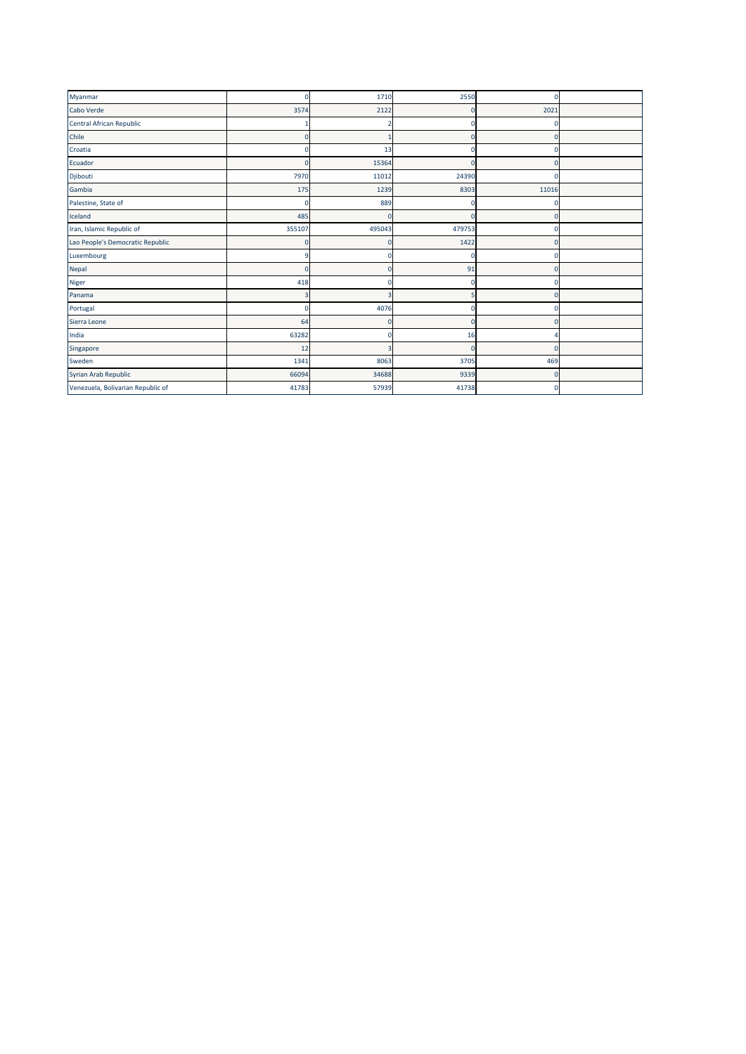| | | | | | |
|---|---|---|---|---|---|
| Myanmar | 0 | 1710 | 2550 | 0 | |
| Cabo Verde | 3574 | 2122 | 0 | 2021 | |
| Central African Republic | 1 | 2 | 0 | 0 | |
| Chile | 0 | 1 | 0 | 0 | |
| Croatia | 0 | 13 | 0 | 0 | |
| Ecuador | 0 | 15364 | 0 | 0 | |
| Djibouti | 7970 | 11012 | 24390 | 0 | |
| Gambia | 175 | 1239 | 8303 | 11016 | |
| Palestine, State of | 0 | 889 | 0 | 0 | |
| Iceland | 485 | 0 | 0 | 0 | |
| Iran, Islamic Republic of | 355107 | 495043 | 479753 | 0 | |
| Lao People's Democratic Republic | 0 | 0 | 1422 | 0 | |
| Luxembourg | 9 | 0 | 0 | 0 | |
| Nepal | 0 | 0 | 91 | 0 | |
| Niger | 418 | 0 | 0 | 0 | |
| Panama | 3 | 3 | 5 | 0 | |
| Portugal | 0 | 4076 | 0 | 0 | |
| Sierra Leone | 64 | 0 | 0 | 0 | |
| India | 63282 | 0 | 16 | 4 | |
| Singapore | 12 | 3 | 0 | 0 | |
| Sweden | 1341 | 8063 | 3705 | 469 | |
| Syrian Arab Republic | 66094 | 34688 | 9339 | 0 | |
| Venezuela, Bolivarian Republic of | 41783 | 57939 | 41738 | 0 | |